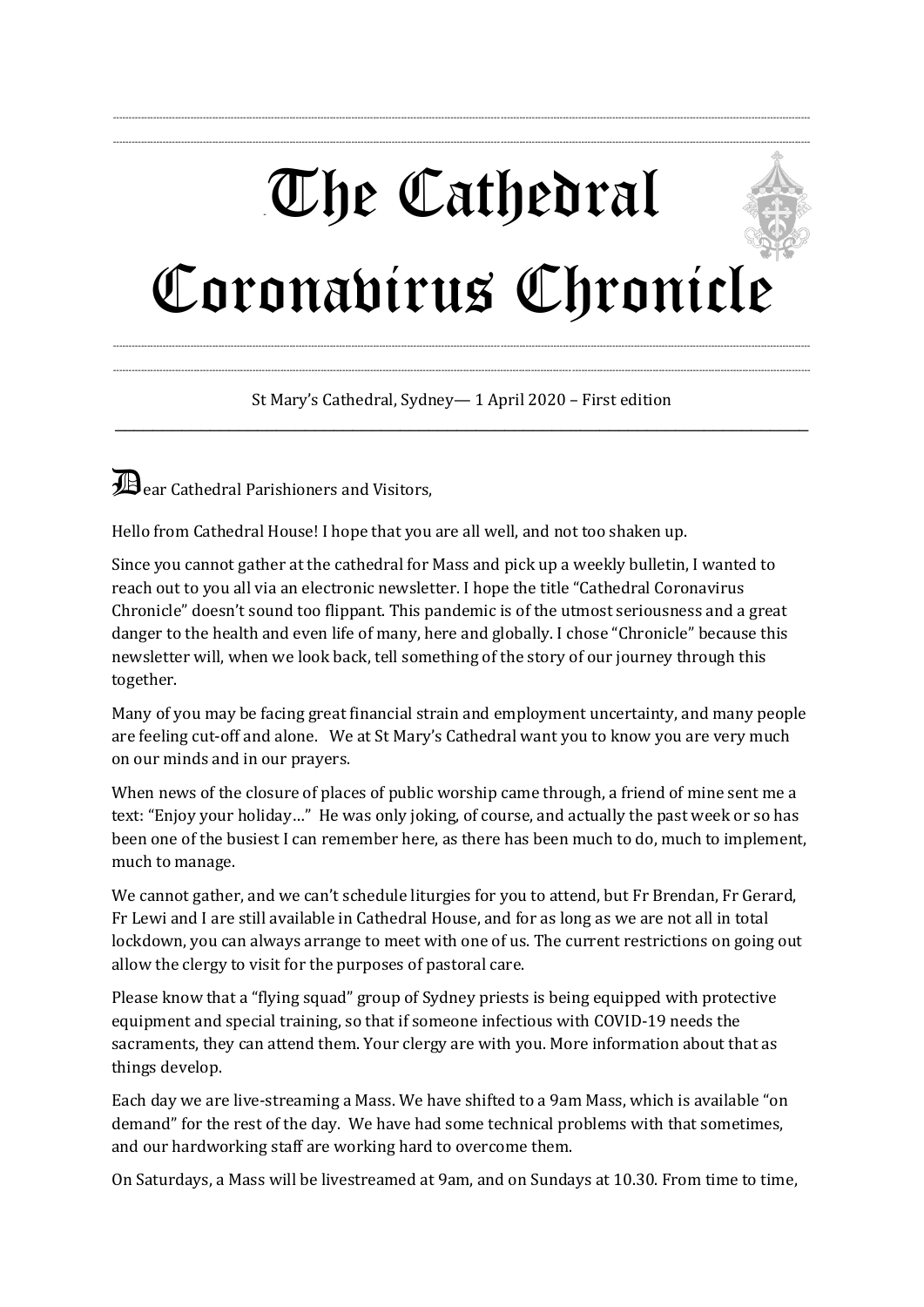# The Cathedral Coronavirus Chronicle

St Mary's Cathedral, Sydney— 1 April 2020 – First edition

Dear Cathedral Parishioners and Visitors,

Hello from Cathedral House! I hope that you are all well, and not too shaken up.

Since you cannot gather at the cathedral for Mass and pick up a weekly bulletin, I wanted to reach out to you all via an electronic newsletter. I hope the title "Cathedral Coronavirus Chronicle" doesn't sound too flippant. This pandemic is of the utmost seriousness and a great danger to the health and even life of many, here and globally. I chose "Chronicle" because this newsletter will, when we look back, tell something of the story of our journey through this together.

Many of you may be facing great financial strain and employment uncertainty, and many people are feeling cut-off and alone.  We at St Mary's Cathedral want you to know you are very much on our minds and in our prayers.

When news of the closure of places of public worship came through, a friend of mine sent me a text: "Enjoy your holiday…" He was only joking, of course, and actually the past week or so has been one of the busiest I can remember here, as there has been much to do, much to implement, much to manage.

We cannot gather, and we can't schedule liturgies for you to attend, but Fr Brendan, Fr Gerard, Fr Lewi and I are still available in Cathedral House, and for as long as we are not all in total lockdown, you can always arrange to meet with one of us. The current restrictions on going out allow the clergy to visit for the purposes of pastoral care.

Please know that a "flying squad" group of Sydney priests is being equipped with protective equipment and special training, so that if someone infectious with COVID-19 needs the sacraments, they can attend them. Your clergy are with you. More information about that as things develop.

Each day we are live-streaming a Mass. We have shifted to a 9am Mass, which is available "on demand" for the rest of the day. We have had some technical problems with that sometimes, and our hardworking staff are working hard to overcome them.

On Saturdays, a Mass will be livestreamed at 9am, and on Sundays at 10.30. From time to time,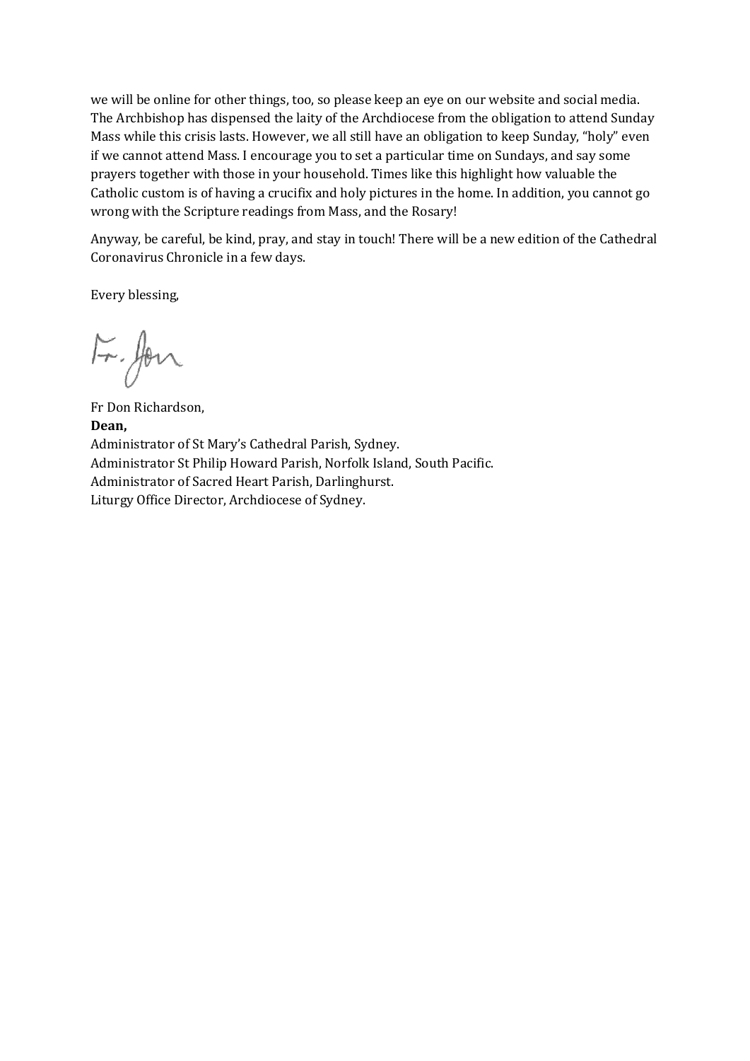we will be online for other things, too, so please keep an eye on our website and social media. The Archbishop has dispensed the laity of the Archdiocese from the obligation to attend Sunday Mass while this crisis lasts. However, we all still have an obligation to keep Sunday, "holy" even if we cannot attend Mass. I encourage you to set a particular time on Sundays, and say some prayers together with those in your household. Times like this highlight how valuable the Catholic custom is of having a crucifix and holy pictures in the home. In addition, you cannot go wrong with the Scripture readings from Mass, and the Rosary!

Anyway, be careful, be kind, pray, and stay in touch! There will be a new edition of the Cathedral Coronavirus Chronicle in a few days.

Every blessing,

Fr. Don

Fr Don Richardson,
**Dean,**
Administrator of St Mary's Cathedral Parish, Sydney.
Administrator St Philip Howard Parish, Norfolk Island, South Pacific.
Administrator of Sacred Heart Parish, Darlinghurst.
Liturgy Office Director, Archdiocese of Sydney.